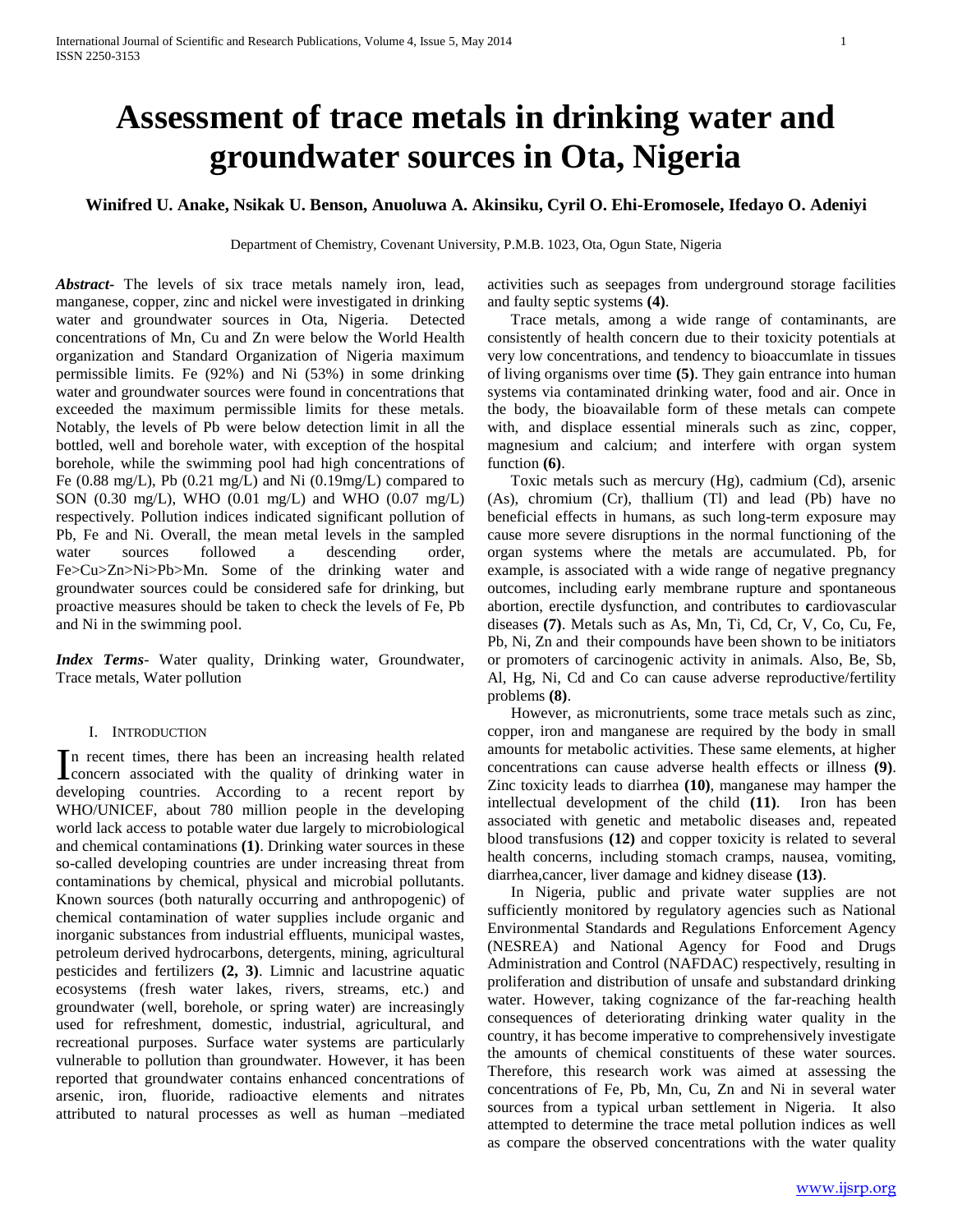# Assessment of trace metals in drinking water and groundwater sources in Ota, Nigeria

**Winifred U. Anake, Nsikak U. Benson, Anuoluwa A. Akinsiku, Cyril O. Ehi-Eromosele, Ifedayo O. Adeniyi**

Department of Chemistry, Covenant University, P.M.B. 1023, Ota, Ogun State, Nigeria

***Abstract***- The levels of six trace metals namely iron, lead, manganese, copper, zinc and nickel were investigated in drinking water and groundwater sources in Ota, Nigeria. Detected concentrations of Mn, Cu and Zn were below the World Health organization and Standard Organization of Nigeria maximum permissible limits. Fe (92%) and Ni (53%) in some drinking water and groundwater sources were found in concentrations that exceeded the maximum permissible limits for these metals. Notably, the levels of Pb were below detection limit in all the bottled, well and borehole water, with exception of the hospital borehole, while the swimming pool had high concentrations of Fe (0.88 mg/L), Pb (0.21 mg/L) and Ni (0.19mg/L) compared to SON (0.30 mg/L), WHO (0.01 mg/L) and WHO (0.07 mg/L) respectively. Pollution indices indicated significant pollution of Pb, Fe and Ni. Overall, the mean metal levels in the sampled water sources followed a descending order, Fe>Cu>Zn>Ni>Pb>Mn. Some of the drinking water and groundwater sources could be considered safe for drinking, but proactive measures should be taken to check the levels of Fe, Pb and Ni in the swimming pool.

***Index Terms***- Water quality, Drinking water, Groundwater, Trace metals, Water pollution

## I. Introduction

In recent times, there has been an increasing health related concern associated with the quality of drinking water in developing countries. According to a recent report by WHO/UNICEF, about 780 million people in the developing world lack access to potable water due largely to microbiological and chemical contaminations **(1)**. Drinking water sources in these so-called developing countries are under increasing threat from contaminations by chemical, physical and microbial pollutants. Known sources (both naturally occurring and anthropogenic) of chemical contamination of water supplies include organic and inorganic substances from industrial effluents, municipal wastes, petroleum derived hydrocarbons, detergents, mining, agricultural pesticides and fertilizers **(2, 3)**. Limnic and lacustrine aquatic ecosystems (fresh water lakes, rivers, streams, etc.) and groundwater (well, borehole, or spring water) are increasingly used for refreshment, domestic, industrial, agricultural, and recreational purposes. Surface water systems are particularly vulnerable to pollution than groundwater. However, it has been reported that groundwater contains enhanced concentrations of arsenic, iron, fluoride, radioactive elements and nitrates attributed to natural processes as well as human –mediated activities such as seepages from underground storage facilities and faulty septic systems **(4)**.

Trace metals, among a wide range of contaminants, are consistently of health concern due to their toxicity potentials at very low concentrations, and tendency to bioaccumlate in tissues of living organisms over time **(5)**. They gain entrance into human systems via contaminated drinking water, food and air. Once in the body, the bioavailable form of these metals can compete with, and displace essential minerals such as zinc, copper, magnesium and calcium; and interfere with organ system function **(6)**.

Toxic metals such as mercury (Hg), cadmium (Cd), arsenic (As), chromium (Cr), thallium (Tl) and lead (Pb) have no beneficial effects in humans, as such long-term exposure may cause more severe disruptions in the normal functioning of the organ systems where the metals are accumulated. Pb, for example, is associated with a wide range of negative pregnancy outcomes, including early membrane rupture and spontaneous abortion, erectile dysfunction, and contributes to **c**ardiovascular diseases **(7)**. Metals such as As, Mn, Ti, Cd, Cr, V, Co, Cu, Fe, Pb, Ni, Zn and their compounds have been shown to be initiators or promoters of carcinogenic activity in animals. Also, Be, Sb, Al, Hg, Ni, Cd and Co can cause adverse reproductive/fertility problems **(8)**.

However, as micronutrients, some trace metals such as zinc, copper, iron and manganese are required by the body in small amounts for metabolic activities. These same elements, at higher concentrations can cause adverse health effects or illness **(9)**. Zinc toxicity leads to diarrhea **(10)**, manganese may hamper the intellectual development of the child **(11)**. Iron has been associated with genetic and metabolic diseases and, repeated blood transfusions **(12)** and copper toxicity is related to several health concerns, including stomach cramps, nausea, vomiting, diarrhea,cancer, liver damage and kidney disease **(13)**.

In Nigeria, public and private water supplies are not sufficiently monitored by regulatory agencies such as National Environmental Standards and Regulations Enforcement Agency (NESREA) and National Agency for Food and Drugs Administration and Control (NAFDAC) respectively, resulting in proliferation and distribution of unsafe and substandard drinking water. However, taking cognizance of the far-reaching health consequences of deteriorating drinking water quality in the country, it has become imperative to comprehensively investigate the amounts of chemical constituents of these water sources. Therefore, this research work was aimed at assessing the concentrations of Fe, Pb, Mn, Cu, Zn and Ni in several water sources from a typical urban settlement in Nigeria. It also attempted to determine the trace metal pollution indices as well as compare the observed concentrations with the water quality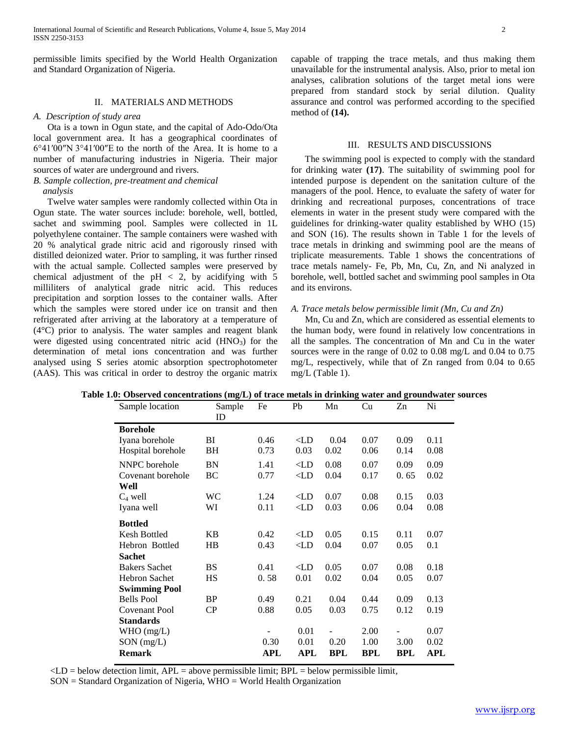permissible limits specified by the World Health Organization and Standard Organization of Nigeria.

## II. MATERIALS AND METHODS

### *A. Description of study area*

Ota is a town in Ogun state, and the capital of Ado-Odo/Ota local government area. It has a geographical coordinates of 6°41′00″N 3°41′00″E to the north of the Area. It is home to a number of manufacturing industries in Nigeria. Their major sources of water are underground and rivers.

### *B. Sample collection, pre-treatment and chemical analysis*

Twelve water samples were randomly collected within Ota in Ogun state. The water sources include: borehole, well, bottled, sachet and swimming pool. Samples were collected in 1L polyethylene container. The sample containers were washed with 20 % analytical grade nitric acid and rigorously rinsed with distilled deionized water. Prior to sampling, it was further rinsed with the actual sample. Collected samples were preserved by chemical adjustment of the pH < 2, by acidifying with 5 milliliters of analytical grade nitric acid. This reduces precipitation and sorption losses to the container walls. After which the samples were stored under ice on transit and then refrigerated after arriving at the laboratory at a temperature of (4°C) prior to analysis. The water samples and reagent blank were digested using concentrated nitric acid ($HNO_3$) for the determination of metal ions concentration and was further analysed using S series atomic absorption spectrophotometer (AAS). This was critical in order to destroy the organic matrix capable of trapping the trace metals, and thus making them unavailable for the instrumental analysis. Also, prior to metal ion analyses, calibration solutions of the target metal ions were prepared from standard stock by serial dilution. Quality assurance and control was performed according to the specified method of **(14).**

## III. RESULTS AND DISCUSSIONS

The swimming pool is expected to comply with the standard for drinking water **(17)**. The suitability of swimming pool for intended purpose is dependent on the sanitation culture of the managers of the pool. Hence, to evaluate the safety of water for drinking and recreational purposes, concentrations of trace elements in water in the present study were compared with the guidelines for drinking-water quality established by WHO (15) and SON (16). The results shown in Table 1 for the levels of trace metals in drinking and swimming pool are the means of triplicate measurements. Table 1 shows the concentrations of trace metals namely- Fe, Pb, Mn, Cu, Zn, and Ni analyzed in borehole, well, bottled sachet and swimming pool samples in Ota and its environs.

### *A. Trace metals below permissible limit (Mn, Cu and Zn)*

Mn, Cu and Zn, which are considered as essential elements to the human body, were found in relatively low concentrations in all the samples. The concentration of Mn and Cu in the water sources were in the range of 0.02 to 0.08 mg/L and 0.04 to 0.75 mg/L, respectively, while that of Zn ranged from 0.04 to 0.65 mg/L (Table 1).

**Table 1.0: Observed concentrations (mg/L) of trace metals in drinking water and groundwater sources**

| Sample location | Sample ID | Fe | Pb | Mn | Cu | Zn | Ni |
|---|---|---|---|---|---|---|---|
| **Borehole** | | | | | | | |
| Iyana borehole | BI | 0.46 | <LD | 0.04 | 0.07 | 0.09 | 0.11 |
| Hospital borehole | BH | 0.73 | 0.03 | 0.02 | 0.06 | 0.14 | 0.08 |
| NNPC borehole | BN | 1.41 | <LD | 0.08 | 0.07 | 0.09 | 0.09 |
| Covenant borehole | BC | 0.77 | <LD | 0.04 | 0.17 | 0. 65 | 0.02 |
| **Well** | | | | | | | |
| $C_4$ well | WC | 1.24 | <LD | 0.07 | 0.08 | 0.15 | 0.03 |
| Iyana well | WI | 0.11 | <LD | 0.03 | 0.06 | 0.04 | 0.08 |
| **Bottled** | | | | | | | |
| Kesh Bottled | KB | 0.42 | <LD | 0.05 | 0.15 | 0.11 | 0.07 |
| Hebron Bottled | HB | 0.43 | <LD | 0.04 | 0.07 | 0.05 | 0.1 |
| **Sachet** | | | | | | | |
| Bakers Sachet | BS | 0.41 | <LD | 0.05 | 0.07 | 0.08 | 0.18 |
| Hebron Sachet | HS | 0. 58 | 0.01 | 0.02 | 0.04 | 0.05 | 0.07 |
| **Swimming Pool** | | | | | | | |
| Bells Pool | BP | 0.49 | 0.21 | 0.04 | 0.44 | 0.09 | 0.13 |
| Covenant Pool | CP | 0.88 | 0.05 | 0.03 | 0.75 | 0.12 | 0.19 |
| **Standards** | | | | | | | |
| WHO (mg/L) | | - | 0.01 | - | 2.00 | - | 0.07 |
| SON (mg/L) | | 0.30 | 0.01 | 0.20 | 1.00 | 3.00 | 0.02 |
| **Remark** | | **APL** | **APL** | **BPL** | **BPL** | **BPL** | **APL** |

<LD = below detection limit, APL = above permissible limit; BPL = below permissible limit,
SON = Standard Organization of Nigeria, WHO = World Health Organization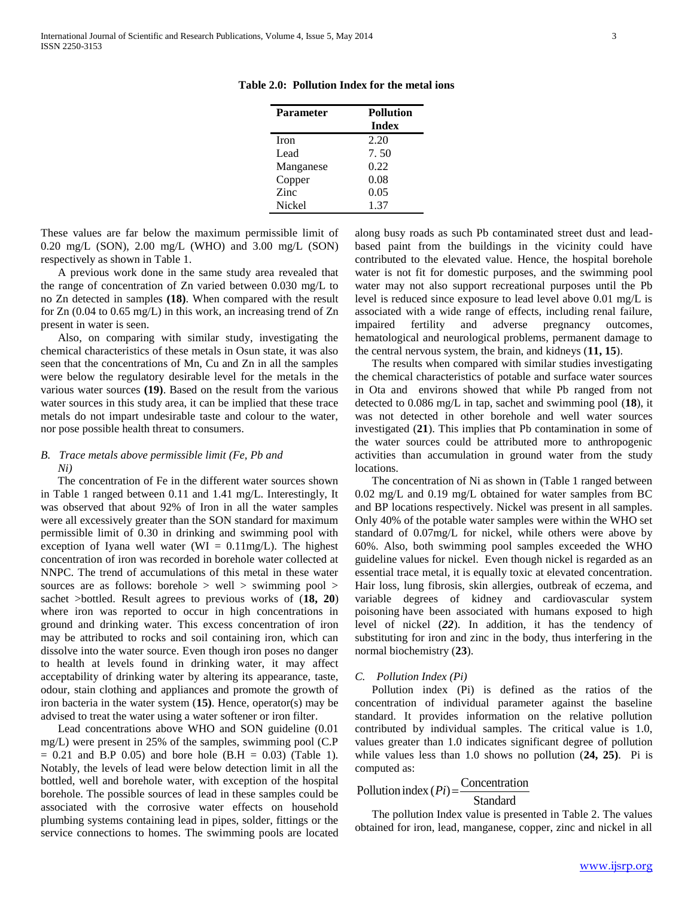**Table 2.0: Pollution Index for the metal ions**

| Parameter | Pollution Index |
|---|---|
| Iron | 2.20 |
| Lead | 7. 50 |
| Manganese | 0.22 |
| Copper | 0.08 |
| Zinc | 0.05 |
| Nickel | 1.37 |

These values are far below the maximum permissible limit of 0.20 mg/L (SON), 2.00 mg/L (WHO) and 3.00 mg/L (SON) respectively as shown in Table 1.

A previous work done in the same study area revealed that the range of concentration of Zn varied between 0.030 mg/L to no Zn detected in samples **(18)**. When compared with the result for Zn (0.04 to 0.65 mg/L) in this work, an increasing trend of Zn present in water is seen.

Also, on comparing with similar study, investigating the chemical characteristics of these metals in Osun state, it was also seen that the concentrations of Mn, Cu and Zn in all the samples were below the regulatory desirable level for the metals in the various water sources **(19)**. Based on the result from the various water sources in this study area, it can be implied that these trace metals do not impart undesirable taste and colour to the water, nor pose possible health threat to consumers.

### *B. Trace metals above permissible limit (Fe, Pb and Ni)*

The concentration of Fe in the different water sources shown in Table 1 ranged between 0.11 and 1.41 mg/L. Interestingly, It was observed that about 92% of Iron in all the water samples were all excessively greater than the SON standard for maximum permissible limit of 0.30 in drinking and swimming pool with exception of Iyana well water (WI = 0.11mg/L). The highest concentration of iron was recorded in borehole water collected at NNPC. The trend of accumulations of this metal in these water sources are as follows: borehole > well > swimming pool > sachet >bottled. Result agrees to previous works of (**18, 20**) where iron was reported to occur in high concentrations in ground and drinking water. This excess concentration of iron may be attributed to rocks and soil containing iron, which can dissolve into the water source. Even though iron poses no danger to health at levels found in drinking water, it may affect acceptability of drinking water by altering its appearance, taste, odour, stain clothing and appliances and promote the growth of iron bacteria in the water system (**15)**. Hence, operator(s) may be advised to treat the water using a water softener or iron filter.

Lead concentrations above WHO and SON guideline (0.01 mg/L) were present in 25% of the samples, swimming pool (C.P = 0.21 and B.P 0.05) and bore hole (B.H = 0.03) (Table 1). Notably, the levels of lead were below detection limit in all the bottled, well and borehole water, with exception of the hospital borehole. The possible sources of lead in these samples could be associated with the corrosive water effects on household plumbing systems containing lead in pipes, solder, fittings or the service connections to homes. The swimming pools are located along busy roads as such Pb contaminated street dust and lead-based paint from the buildings in the vicinity could have contributed to the elevated value. Hence, the hospital borehole water is not fit for domestic purposes, and the swimming pool water may not also support recreational purposes until the Pb level is reduced since exposure to lead level above 0.01 mg/L is associated with a wide range of effects, including renal failure, impaired fertility and adverse pregnancy outcomes, hematological and neurological problems, permanent damage to the central nervous system, the brain, and kidneys (**11, 15**).

The results when compared with similar studies investigating the chemical characteristics of potable and surface water sources in Ota and environs showed that while Pb ranged from not detected to 0.086 mg/L in tap, sachet and swimming pool (**18**), it was not detected in other borehole and well water sources investigated (**21**). This implies that Pb contamination in some of the water sources could be attributed more to anthropogenic activities than accumulation in ground water from the study locations.

The concentration of Ni as shown in (Table 1 ranged between 0.02 mg/L and 0.19 mg/L obtained for water samples from BC and BP locations respectively. Nickel was present in all samples. Only 40% of the potable water samples were within the WHO set standard of 0.07mg/L for nickel, while others were above by 60%. Also, both swimming pool samples exceeded the WHO guideline values for nickel. Even though nickel is regarded as an essential trace metal, it is equally toxic at elevated concentration. Hair loss, lung fibrosis, skin allergies, outbreak of eczema, and variable degrees of kidney and cardiovascular system poisoning have been associated with humans exposed to high level of nickel (***22***). In addition, it has the tendency of substituting for iron and zinc in the body, thus interfering in the normal biochemistry (**23**).

### *C. Pollution Index (Pi)*

Pollution index (Pi) is defined as the ratios of the concentration of individual parameter against the baseline standard. It provides information on the relative pollution contributed by individual samples. The critical value is 1.0, values greater than 1.0 indicates significant degree of pollution while values less than 1.0 shows no pollution (**24, 25)**. Pi is computed as:

$$\text{Pollution index}\,(Pi) = \frac{\text{Concentration}}{\text{Standard}}$$

The pollution Index value is presented in Table 2. The values obtained for iron, lead, manganese, copper, zinc and nickel in all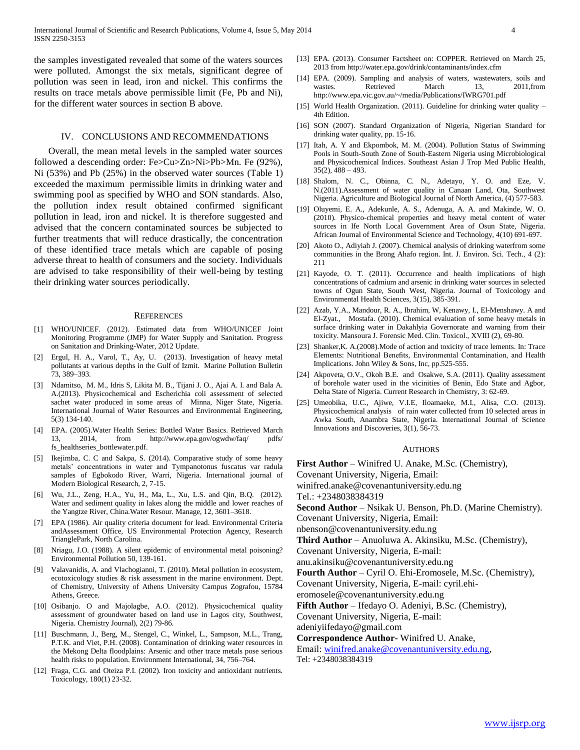the samples investigated revealed that some of the waters sources were polluted. Amongst the six metals, significant degree of pollution was seen in lead, iron and nickel. This confirms the results on trace metals above permissible limit (Fe, Pb and Ni), for the different water sources in section B above.

## IV. CONCLUSIONS AND RECOMMENDATIONS

Overall, the mean metal levels in the sampled water sources followed a descending order: Fe>Cu>Zn>Ni>Pb>Mn. Fe (92%), Ni (53%) and Pb (25%) in the observed water sources (Table 1) exceeded the maximum permissible limits in drinking water and swimming pool as specified by WHO and SON standards. Also, the pollution index result obtained confirmed significant pollution in lead, iron and nickel. It is therefore suggested and advised that the concern contaminated sources be subjected to further treatments that will reduce drastically, the concentration of these identified trace metals which are capable of posing adverse threat to health of consumers and the society. Individuals are advised to take responsibility of their well-being by testing their drinking water sources periodically.

## REFERENCES

[1] WHO/UNICEF. (2012). Estimated data from WHO/UNICEF Joint Monitoring Programme (JMP) for Water Supply and Sanitation. Progress on Sanitation and Drinking-Water, 2012 Update.

[2] Ergul, H. A., Varol, T., Ay, U. (2013). Investigation of heavy metal pollutants at various depths in the Gulf of Izmit. Marine Pollution Bulletin 73, 389–393.

[3] Ndamitso, M. M., Idris S, Likita M. B., Tijani J. O., Ajai A. I. and Bala A. A.(2013). Physicochemical and Escherichia coli assessment of selected sachet water produced in some areas of Minna, Niger State, Nigeria. International Journal of Water Resources and Environmental Engineering, 5(3) 134-140.

[4] EPA. (2005).Water Health Series: Bottled Water Basics. Retrieved March 13, 2014, from http://www.epa.gov/ogwdw/faq/ pdfs/ fs_healthseries_bottlewater.pdf.

[5] Ikejimba, C. C and Sakpa, S. (2014). Comparative study of some heavy metals' concentrations in water and Tympanotonus fuscatus var radula samples of Egbokodo River, Warri, Nigeria. International journal of Modern Biological Research, 2, 7-15.

[6] Wu, J.L., Zeng, H.A., Yu, H., Ma, L., Xu, L.S. and Qin, B.Q. (2012). Water and sediment quality in lakes along the middle and lower reaches of the Yangtze River, China.Water Resour. Manage, 12, 3601–3618.

[7] EPA (1986). Air quality criteria document for lead. Environmental Criteria andAssessment Office, US Environmental Protection Agency, Research TrianglePark, North Carolina.

[8] Nriagu, J.O. (1988). A silent epidemic of environmental metal poisoning? Environmental Pollution 50, 139-161.

[9] Valavanidis, A. and Vlachogianni, T. (2010). Metal pollution in ecosystem, ecotoxicology studies & risk assessment in the marine environment. Dept. of Chemistry, University of Athens University Campus Zografou, 15784 Athens, Greece.

[10] Osibanjo. O and Majolagbe, A.O. (2012). Physicochemical quality assessment of groundwater based on land use in Lagos city, Southwest, Nigeria. Chemistry Journal), 2(2) 79-86.

[11] Buschmann, J., Berg, M., Stengel, C., Winkel, L., Sampson, M.L., Trang, P.T.K. and Viet, P.H. (2008). Contamination of drinking water resources in the Mekong Delta floodplains: Arsenic and other trace metals pose serious health risks to population. Environment International, 34, 756–764.

[12] Fraga, C.G. and Oteiza P.I. (2002). Iron toxicity and antioxidant nutrients. Toxicology, 180(1) 23-32.

[13] EPA. (2013). Consumer Factsheet on: COPPER. Retrieved on March 25, 2013 from http://water.epa.gov/drink/contaminants/index.cfm

[14] EPA. (2009). Sampling and analysis of waters, wastewaters, soils and wastes. Retrieved March 13, 2011,from http://www.epa.vic.gov.au/~/media/Publications/IWRG701.pdf

[15] World Health Organization. (2011). Guideline for drinking water quality – 4th Edition.

[16] SON (2007). Standard Organization of Nigeria, Nigerian Standard for drinking water quality, pp. 15-16.

[17] Itah, A. Y and Ekpombok, M. M. (2004). Pollution Status of Swimming Pools in South-South Zone of South-Eastern Nigeria using Microbiological and Physicochemical Indices. Southeast Asian J Trop Med Public Health, 35(2), 488 – 493.

[18] Shalom, N. C., Obinna, C. N., Adetayo, Y. O. and Eze, V. N.(2011).Assessment of water quality in Canaan Land, Ota, Southwest Nigeria. Agriculture and Biological Journal of North America, (4) 577-583.

[19] Oluyemi, E. A., Adekunle, A. S., Adenuga, A. A. and Makinde, W. O. (2010). Physico-chemical properties and heavy metal content of water sources in Ife North Local Government Area of Osun State, Nigeria. African Journal of Environmental Science and Technology, 4(10) 691-697.

[20] Akoto O., Adiyiah J. (2007). Chemical analysis of drinking waterfrom some communities in the Brong Ahafo region. Int. J. Environ. Sci. Tech., 4 (2): 211

[21] Kayode, O. T. (2011). Occurrence and health implications of high concentrations of cadmium and arsenic in drinking water sources in selected towns of Ogun State, South West, Nigeria. Journal of Toxicology and Environmental Health Sciences, 3(15), 385-391.

[22] Azab, Y.A., Mandour, R. A., Ibrahim, W, Kenawy, I., El-Menshawy. A and El-Zyat., Mostafa. (2010). Chemical evaluation of some heavy metals in surface drinking water in Dakahlyia Governorate and warning from their toxicity. Mansoura J. Forensic Med. Clin. Toxicol., XVIII (2), 69-80.

[23] Shanker,K. A.(2008).Mode of action and toxicity of trace lements. In: Trace Elements: Nutritional Benefits, Environmental Contamination, and Health Implications. John Wiley & Sons, Inc, pp.525-555.

[24] Akpoveta, O.V., Okoh B.E. and Osakwe, S.A. (2011). Quality assessment of borehole water used in the vicinities of Benin, Edo State and Agbor, Delta State of Nigeria. Current Research in Chemistry, 3: 62-69.

[25] Umeobika, U.C., Ajiwe, V.I.E, Iloamaeke, M.I., Alisa, C.O. (2013). Physicochemical analysis of rain water collected from 10 selected areas in Awka South, Anambra State, Nigeria. International Journal of Science Innovations and Discoveries, 3(1), 56-73.

## AUTHORS

**First Author** – Winifred U. Anake, M.Sc. (Chemistry), Covenant University, Nigeria, Email: winifred.anake@covenantuniversity.edu.ng Tel.: +2348038384319

**Second Author** – Nsikak U. Benson, Ph.D. (Marine Chemistry). Covenant University, Nigeria, Email: nbenson@covenantuniversity.edu.ng

**Third Author** – Anuoluwa A. Akinsiku, M.Sc. (Chemistry), Covenant University, Nigeria, E-mail: anu.akinsiku@covenantuniversity.edu.ng

**Fourth Author** – Cyril O. Ehi-Eromosele, M.Sc. (Chemistry), Covenant University, Nigeria, E-mail: cyril.ehi-eromosele@covenantuniversity.edu.ng

**Fifth Author** – Ifedayo O. Adeniyi, B.Sc. (Chemistry), Covenant University, Nigeria, E-mail: adeniyiifedayo@gmail.com

**Correspondence Author-** Winifred U. Anake, Email: winifred.anake@covenantuniversity.edu.ng, Tel: +2348038384319